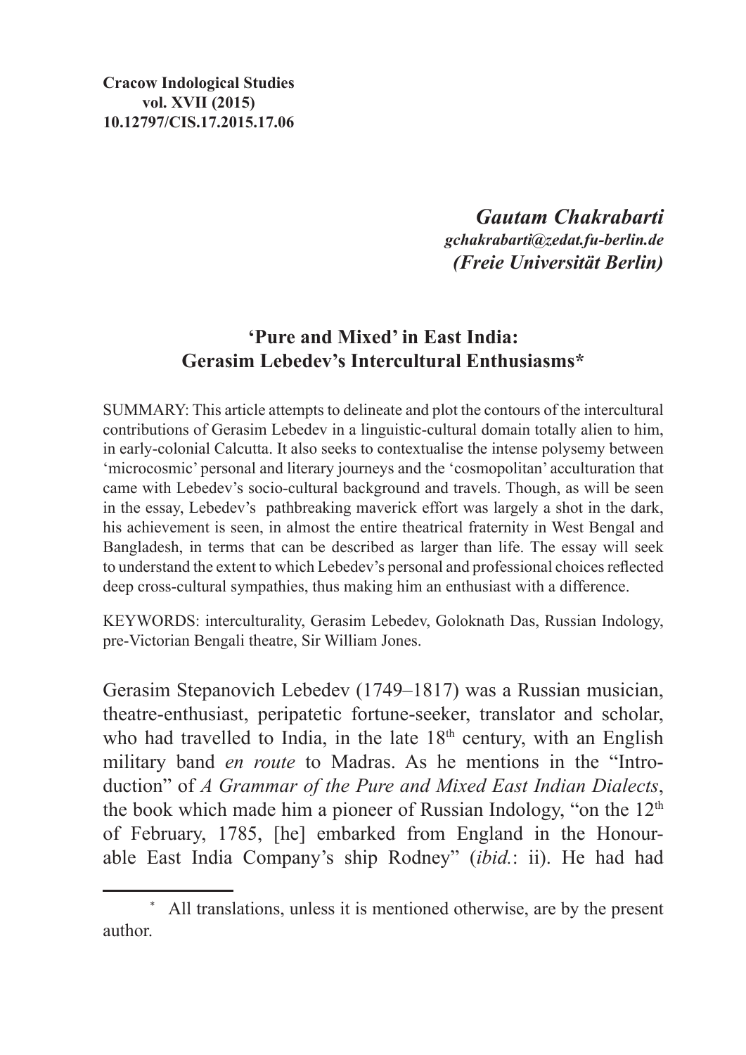**Cracow Indological Studies**
**vol. XVII (2015)**
**10.12797/CIS.17.2015.17.06**

***Gautam Chakrabarti***
***gchakrabarti@zedat.fu-berlin.de***
***(Freie Universität Berlin)***

# 'Pure and Mixed' in East India: Gerasim Lebedev's Intercultural Enthusiasms*

SUMMARY: This article attempts to delineate and plot the contours of the intercultural contributions of Gerasim Lebedev in a linguistic-cultural domain totally alien to him, in early-colonial Calcutta. It also seeks to contextualise the intense polysemy between 'microcosmic' personal and literary journeys and the 'cosmopolitan' acculturation that came with Lebedev's socio-cultural background and travels. Though, as will be seen in the essay, Lebedev's pathbreaking maverick effort was largely a shot in the dark, his achievement is seen, in almost the entire theatrical fraternity in West Bengal and Bangladesh, in terms that can be described as larger than life. The essay will seek to understand the extent to which Lebedev's personal and professional choices reflected deep cross-cultural sympathies, thus making him an enthusiast with a difference.

KEYWORDS: interculturality, Gerasim Lebedev, Goloknath Das, Russian Indology, pre-Victorian Bengali theatre, Sir William Jones.

Gerasim Stepanovich Lebedev (1749–1817) was a Russian musician, theatre-enthusiast, peripatetic fortune-seeker, translator and scholar, who had travelled to India, in the late 18th century, with an English military band *en route* to Madras. As he mentions in the "Introduction" of *A Grammar of the Pure and Mixed East Indian Dialects*, the book which made him a pioneer of Russian Indology, "on the 12th of February, 1785, [he] embarked from England in the Honourable East India Company's ship Rodney" (*ibid.*: ii). He had had

---

\* All translations, unless it is mentioned otherwise, are by the present author.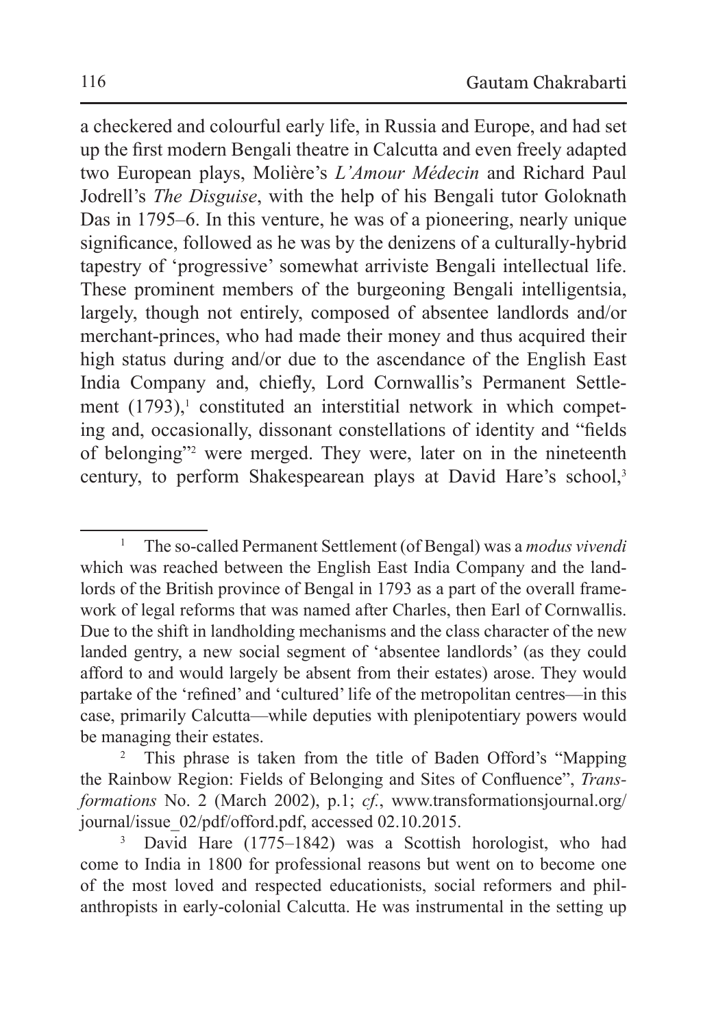a checkered and colourful early life, in Russia and Europe, and had set up the first modern Bengali theatre in Calcutta and even freely adapted two European plays, Molière's *L'Amour Médecin* and Richard Paul Jodrell's *The Disguise*, with the help of his Bengali tutor Goloknath Das in 1795–6. In this venture, he was of a pioneering, nearly unique significance, followed as he was by the denizens of a culturally-hybrid tapestry of 'progressive' somewhat arriviste Bengali intellectual life. These prominent members of the burgeoning Bengali intelligentsia, largely, though not entirely, composed of absentee landlords and/or merchant-princes, who had made their money and thus acquired their high status during and/or due to the ascendance of the English East India Company and, chiefly, Lord Cornwallis's Permanent Settlement (1793),[1] constituted an interstitial network in which competing and, occasionally, dissonant constellations of identity and "fields of belonging"[2] were merged. They were, later on in the nineteenth century, to perform Shakespearean plays at David Hare's school,[3]

---

[1] The so-called Permanent Settlement (of Bengal) was a *modus vivendi* which was reached between the English East India Company and the landlords of the British province of Bengal in 1793 as a part of the overall framework of legal reforms that was named after Charles, then Earl of Cornwallis. Due to the shift in landholding mechanisms and the class character of the new landed gentry, a new social segment of 'absentee landlords' (as they could afford to and would largely be absent from their estates) arose. They would partake of the 'refined' and 'cultured' life of the metropolitan centres—in this case, primarily Calcutta—while deputies with plenipotentiary powers would be managing their estates.

[2] This phrase is taken from the title of Baden Offord's "Mapping the Rainbow Region: Fields of Belonging and Sites of Confluence", *Transformations* No. 2 (March 2002), p.1; *cf.*, www.transformationsjournal.org/journal/issue_02/pdf/offord.pdf, accessed 02.10.2015.

[3] David Hare (1775–1842) was a Scottish horologist, who had come to India in 1800 for professional reasons but went on to become one of the most loved and respected educationists, social reformers and philanthropists in early-colonial Calcutta. He was instrumental in the setting up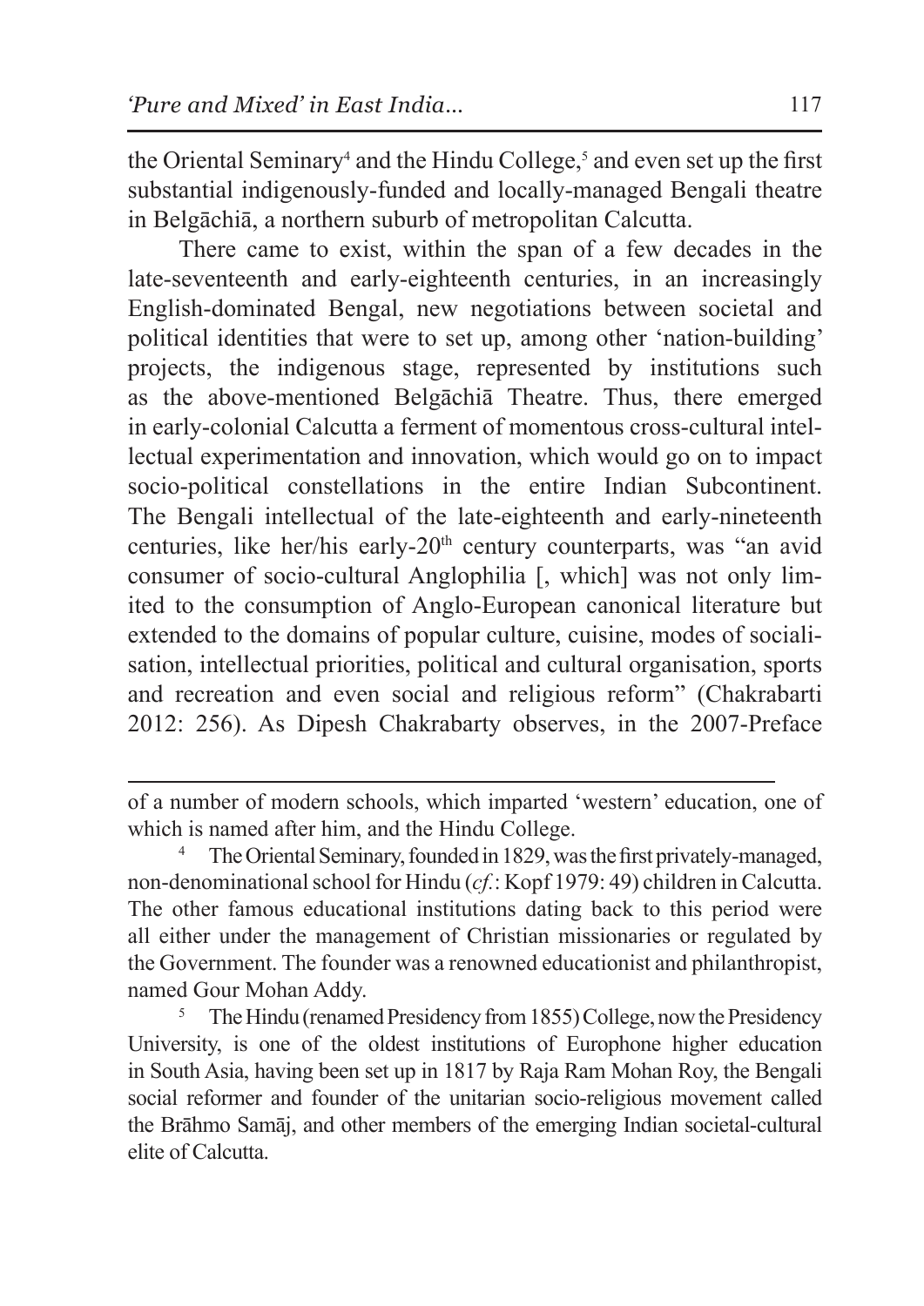the Oriental Seminary[4] and the Hindu College,[5] and even set up the first substantial indigenously-funded and locally-managed Bengali theatre in Belgāchiā, a northern suburb of metropolitan Calcutta.

There came to exist, within the span of a few decades in the late-seventeenth and early-eighteenth centuries, in an increasingly English-dominated Bengal, new negotiations between societal and political identities that were to set up, among other 'nation-building' projects, the indigenous stage, represented by institutions such as the above-mentioned Belgāchiā Theatre. Thus, there emerged in early-colonial Calcutta a ferment of momentous cross-cultural intellectual experimentation and innovation, which would go on to impact socio-political constellations in the entire Indian Subcontinent. The Bengali intellectual of the late-eighteenth and early-nineteenth centuries, like her/his early-20th century counterparts, was "an avid consumer of socio-cultural Anglophilia [, which] was not only limited to the consumption of Anglo-European canonical literature but extended to the domains of popular culture, cuisine, modes of socialisation, intellectual priorities, political and cultural organisation, sports and recreation and even social and religious reform" (Chakrabarti 2012: 256). As Dipesh Chakrabarty observes, in the 2007-Preface

---

of a number of modern schools, which imparted 'western' education, one of which is named after him, and the Hindu College.

[4] The Oriental Seminary, founded in 1829, was the first privately-managed, non-denominational school for Hindu (*cf.*: Kopf 1979: 49) children in Calcutta. The other famous educational institutions dating back to this period were all either under the management of Christian missionaries or regulated by the Government. The founder was a renowned educationist and philanthropist, named Gour Mohan Addy.

[5] The Hindu (renamed Presidency from 1855) College, now the Presidency University, is one of the oldest institutions of Europhone higher education in South Asia, having been set up in 1817 by Raja Ram Mohan Roy, the Bengali social reformer and founder of the unitarian socio-religious movement called the Brāhmo Samāj, and other members of the emerging Indian societal-cultural elite of Calcutta.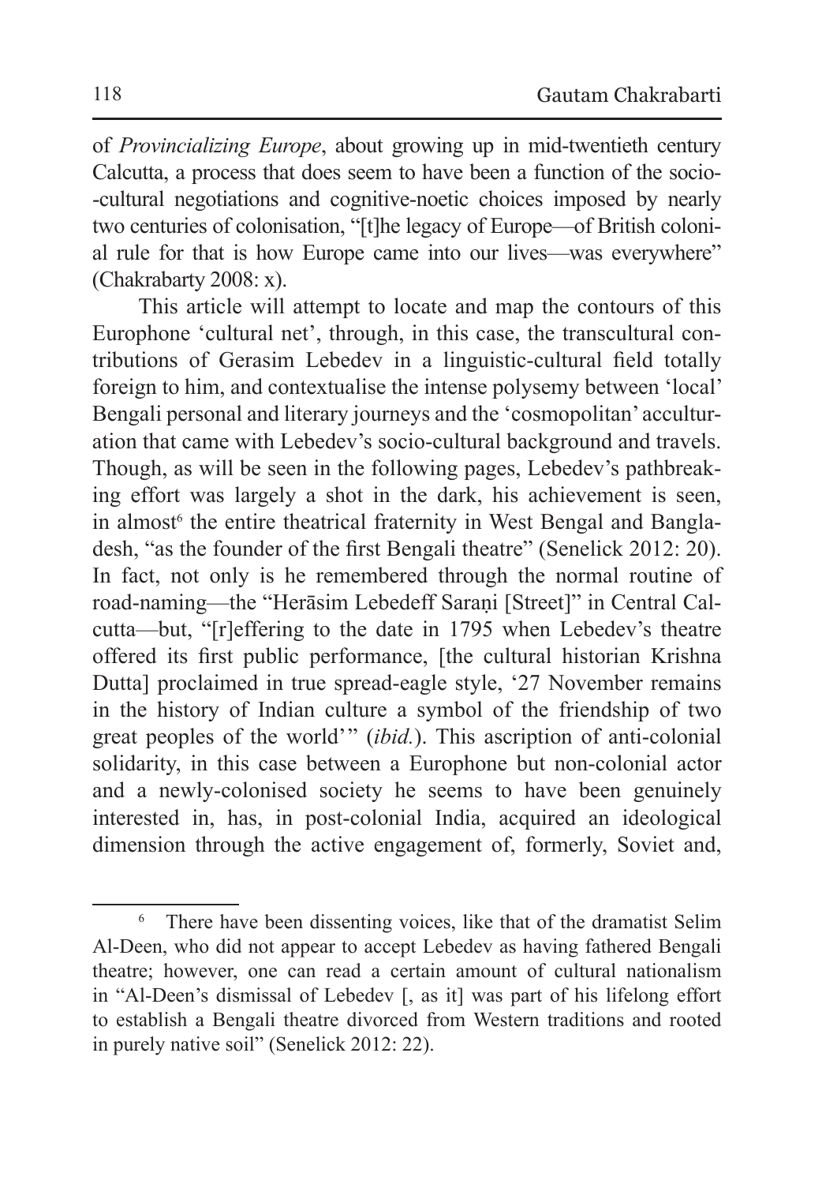of *Provincializing Europe*, about growing up in mid-twentieth century Calcutta, a process that does seem to have been a function of the socio--cultural negotiations and cognitive-noetic choices imposed by nearly two centuries of colonisation, "[t]he legacy of Europe—of British colonial rule for that is how Europe came into our lives—was everywhere" (Chakrabarty 2008: x).

This article will attempt to locate and map the contours of this Europhone 'cultural net', through, in this case, the transcultural contributions of Gerasim Lebedev in a linguistic-cultural field totally foreign to him, and contextualise the intense polysemy between 'local' Bengali personal and literary journeys and the 'cosmopolitan' acculturation that came with Lebedev's socio-cultural background and travels. Though, as will be seen in the following pages, Lebedev's pathbreaking effort was largely a shot in the dark, his achievement is seen, in almost[6] the entire theatrical fraternity in West Bengal and Bangladesh, "as the founder of the first Bengali theatre" (Senelick 2012: 20). In fact, not only is he remembered through the normal routine of road-naming—the "Herāsim Lebedeff Saraṇi [Street]" in Central Calcutta—but, "[r]effering to the date in 1795 when Lebedev's theatre offered its first public performance, [the cultural historian Krishna Dutta] proclaimed in true spread-eagle style, '27 November remains in the history of Indian culture a symbol of the friendship of two great peoples of the world'" (*ibid.*). This ascription of anti-colonial solidarity, in this case between a Europhone but non-colonial actor and a newly-colonised society he seems to have been genuinely interested in, has, in post-colonial India, acquired an ideological dimension through the active engagement of, formerly, Soviet and,

[6] There have been dissenting voices, like that of the dramatist Selim Al-Deen, who did not appear to accept Lebedev as having fathered Bengali theatre; however, one can read a certain amount of cultural nationalism in "Al-Deen's dismissal of Lebedev [, as it] was part of his lifelong effort to establish a Bengali theatre divorced from Western traditions and rooted in purely native soil" (Senelick 2012: 22).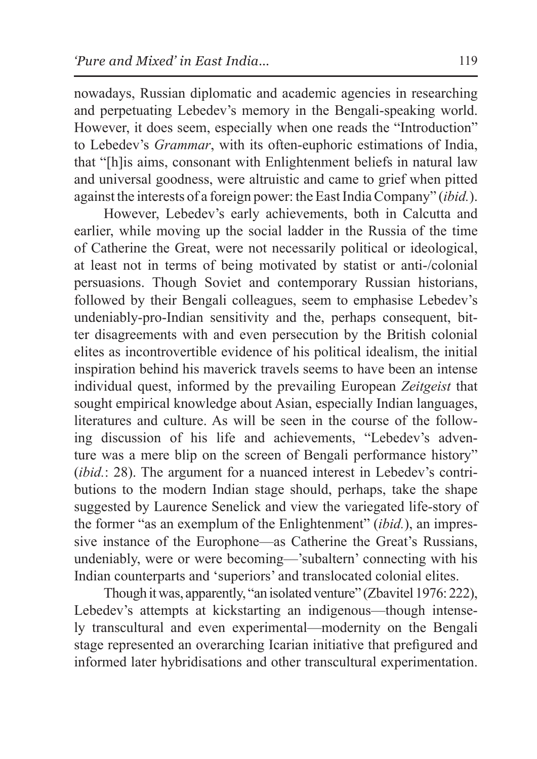nowadays, Russian diplomatic and academic agencies in researching and perpetuating Lebedev's memory in the Bengali-speaking world. However, it does seem, especially when one reads the "Introduction" to Lebedev's *Grammar*, with its often-euphoric estimations of India, that "[h]is aims, consonant with Enlightenment beliefs in natural law and universal goodness, were altruistic and came to grief when pitted against the interests of a foreign power: the East India Company" (*ibid.*).

However, Lebedev's early achievements, both in Calcutta and earlier, while moving up the social ladder in the Russia of the time of Catherine the Great, were not necessarily political or ideological, at least not in terms of being motivated by statist or anti-/colonial persuasions. Though Soviet and contemporary Russian historians, followed by their Bengali colleagues, seem to emphasise Lebedev's undeniably-pro-Indian sensitivity and the, perhaps consequent, bitter disagreements with and even persecution by the British colonial elites as incontrovertible evidence of his political idealism, the initial inspiration behind his maverick travels seems to have been an intense individual quest, informed by the prevailing European *Zeitgeist* that sought empirical knowledge about Asian, especially Indian languages, literatures and culture. As will be seen in the course of the following discussion of his life and achievements, "Lebedev's adventure was a mere blip on the screen of Bengali performance history" (*ibid.*: 28). The argument for a nuanced interest in Lebedev's contributions to the modern Indian stage should, perhaps, take the shape suggested by Laurence Senelick and view the variegated life-story of the former "as an exemplum of the Enlightenment" (*ibid.*), an impressive instance of the Europhone—as Catherine the Great's Russians, undeniably, were or were becoming—'subaltern' connecting with his Indian counterparts and 'superiors' and translocated colonial elites.

Though it was, apparently, "an isolated venture" (Zbavitel 1976: 222), Lebedev's attempts at kickstarting an indigenous—though intensely transcultural and even experimental—modernity on the Bengali stage represented an overarching Icarian initiative that prefigured and informed later hybridisations and other transcultural experimentation.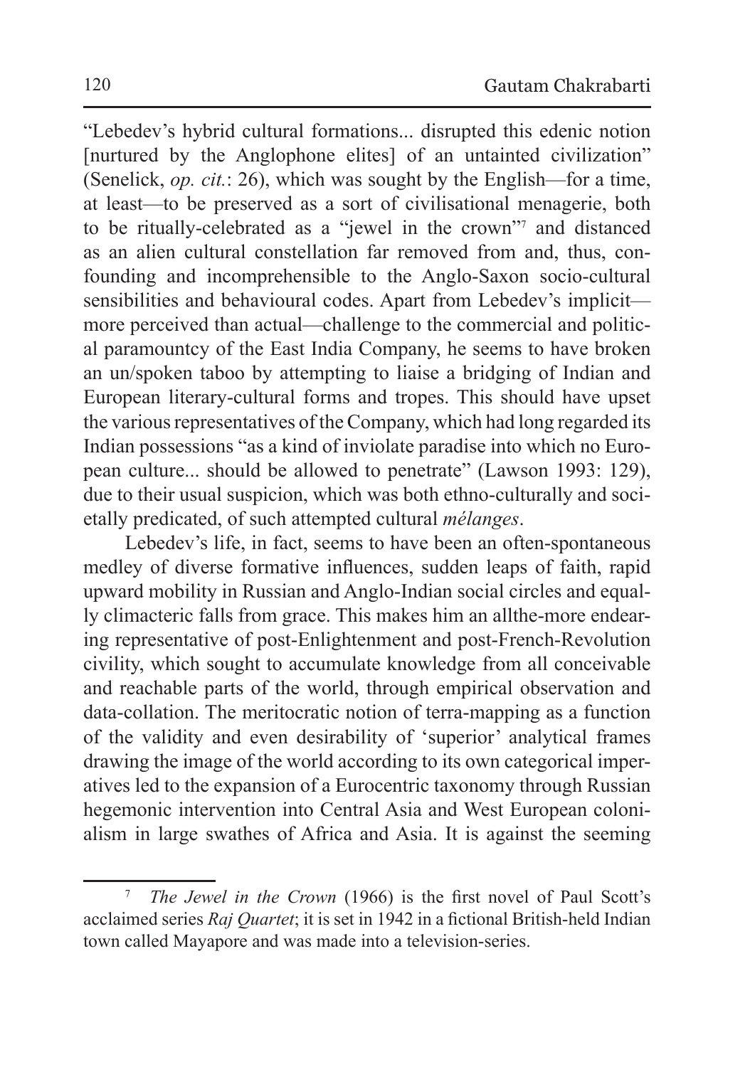"Lebedev's hybrid cultural formations... disrupted this edenic notion [nurtured by the Anglophone elites] of an untainted civilization" (Senelick, *op. cit.*: 26), which was sought by the English—for a time, at least—to be preserved as a sort of civilisational menagerie, both to be ritually-celebrated as a "jewel in the crown"[7] and distanced as an alien cultural constellation far removed from and, thus, confounding and incomprehensible to the Anglo-Saxon socio-cultural sensibilities and behavioural codes. Apart from Lebedev's implicit—more perceived than actual—challenge to the commercial and political paramountcy of the East India Company, he seems to have broken an un/spoken taboo by attempting to liaise a bridging of Indian and European literary-cultural forms and tropes. This should have upset the various representatives of the Company, which had long regarded its Indian possessions "as a kind of inviolate paradise into which no European culture... should be allowed to penetrate" (Lawson 1993: 129), due to their usual suspicion, which was both ethno-culturally and societally predicated, of such attempted cultural *mélanges*.

Lebedev's life, in fact, seems to have been an often-spontaneous medley of diverse formative influences, sudden leaps of faith, rapid upward mobility in Russian and Anglo-Indian social circles and equally climacteric falls from grace. This makes him an allthe-more endearing representative of post-Enlightenment and post-French-Revolution civility, which sought to accumulate knowledge from all conceivable and reachable parts of the world, through empirical observation and data-collation. The meritocratic notion of terra-mapping as a function of the validity and even desirability of 'superior' analytical frames drawing the image of the world according to its own categorical imperatives led to the expansion of a Eurocentric taxonomy through Russian hegemonic intervention into Central Asia and West European colonialism in large swathes of Africa and Asia. It is against the seeming

---

[7] *The Jewel in the Crown* (1966) is the first novel of Paul Scott's acclaimed series *Raj Quartet*; it is set in 1942 in a fictional British-held Indian town called Mayapore and was made into a television-series.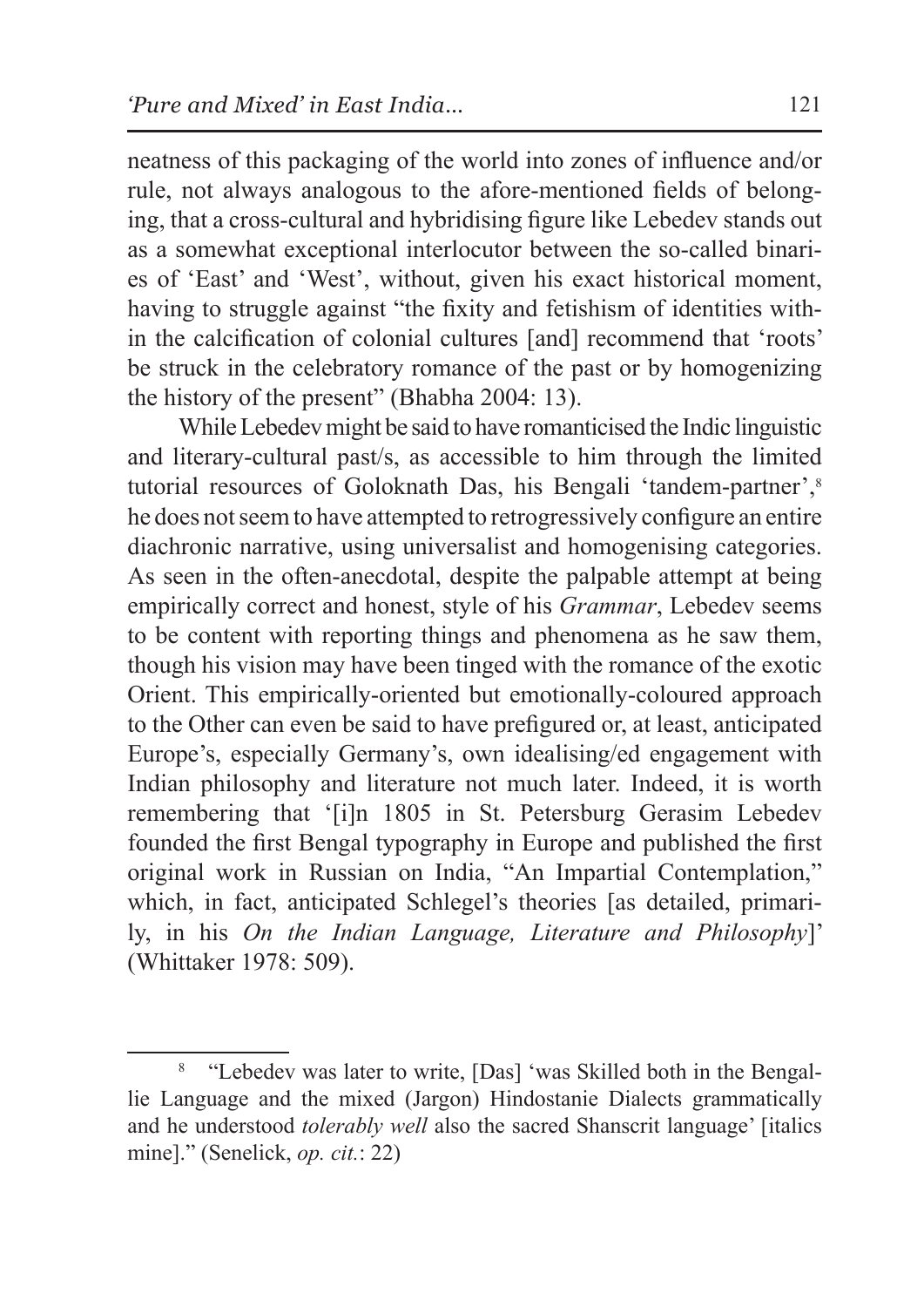neatness of this packaging of the world into zones of influence and/or rule, not always analogous to the afore-mentioned fields of belonging, that a cross-cultural and hybridising figure like Lebedev stands out as a somewhat exceptional interlocutor between the so-called binaries of 'East' and 'West', without, given his exact historical moment, having to struggle against "the fixity and fetishism of identities within the calcification of colonial cultures [and] recommend that 'roots' be struck in the celebratory romance of the past or by homogenizing the history of the present" (Bhabha 2004: 13).

While Lebedev might be said to have romanticised the Indic linguistic and literary-cultural past/s, as accessible to him through the limited tutorial resources of Goloknath Das, his Bengali 'tandem-partner',[8] he does not seem to have attempted to retrogressively configure an entire diachronic narrative, using universalist and homogenising categories. As seen in the often-anecdotal, despite the palpable attempt at being empirically correct and honest, style of his *Grammar*, Lebedev seems to be content with reporting things and phenomena as he saw them, though his vision may have been tinged with the romance of the exotic Orient. This empirically-oriented but emotionally-coloured approach to the Other can even be said to have prefigured or, at least, anticipated Europe's, especially Germany's, own idealising/ed engagement with Indian philosophy and literature not much later. Indeed, it is worth remembering that '[i]n 1805 in St. Petersburg Gerasim Lebedev founded the first Bengal typography in Europe and published the first original work in Russian on India, "An Impartial Contemplation," which, in fact, anticipated Schlegel's theories [as detailed, primarily, in his *On the Indian Language, Literature and Philosophy*]' (Whittaker 1978: 509).

---

[8] "Lebedev was later to write, [Das] 'was Skilled both in the Bengallie Language and the mixed (Jargon) Hindostanie Dialects grammatically and he understood *tolerably well* also the sacred Shanscrit language' [italics mine]." (Senelick, *op. cit.*: 22)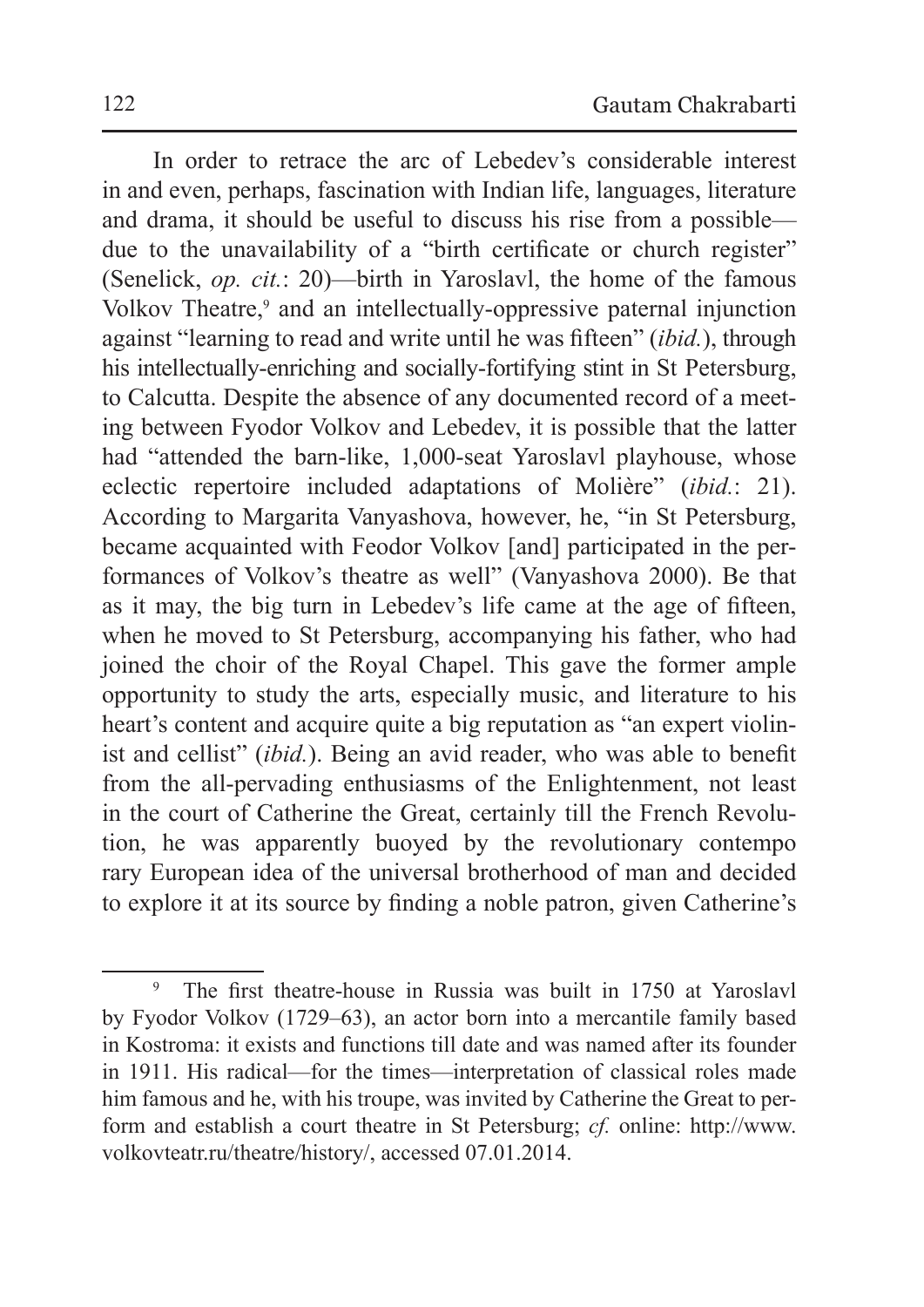In order to retrace the arc of Lebedev's considerable interest in and even, perhaps, fascination with Indian life, languages, literature and drama, it should be useful to discuss his rise from a possible—due to the unavailability of a "birth certificate or church register" (Senelick, *op. cit.*: 20)—birth in Yaroslavl, the home of the famous Volkov Theatre,[9] and an intellectually-oppressive paternal injunction against "learning to read and write until he was fifteen" (*ibid.*), through his intellectually-enriching and socially-fortifying stint in St Petersburg, to Calcutta. Despite the absence of any documented record of a meeting between Fyodor Volkov and Lebedev, it is possible that the latter had "attended the barn-like, 1,000-seat Yaroslavl playhouse, whose eclectic repertoire included adaptations of Molière" (*ibid.*: 21). According to Margarita Vanyashova, however, he, "in St Petersburg, became acquainted with Feodor Volkov [and] participated in the performances of Volkov's theatre as well" (Vanyashova 2000). Be that as it may, the big turn in Lebedev's life came at the age of fifteen, when he moved to St Petersburg, accompanying his father, who had joined the choir of the Royal Chapel. This gave the former ample opportunity to study the arts, especially music, and literature to his heart's content and acquire quite a big reputation as "an expert violinist and cellist" (*ibid.*). Being an avid reader, who was able to benefit from the all-pervading enthusiasms of the Enlightenment, not least in the court of Catherine the Great, certainly till the French Revolution, he was apparently buoyed by the revolutionary contemporary European idea of the universal brotherhood of man and decided to explore it at its source by finding a noble patron, given Catherine's

---

[9] The first theatre-house in Russia was built in 1750 at Yaroslavl by Fyodor Volkov (1729–63), an actor born into a mercantile family based in Kostroma: it exists and functions till date and was named after its founder in 1911. His radical—for the times—interpretation of classical roles made him famous and he, with his troupe, was invited by Catherine the Great to perform and establish a court theatre in St Petersburg; *cf.* online: http://www.volkovteatr.ru/theatre/history/, accessed 07.01.2014.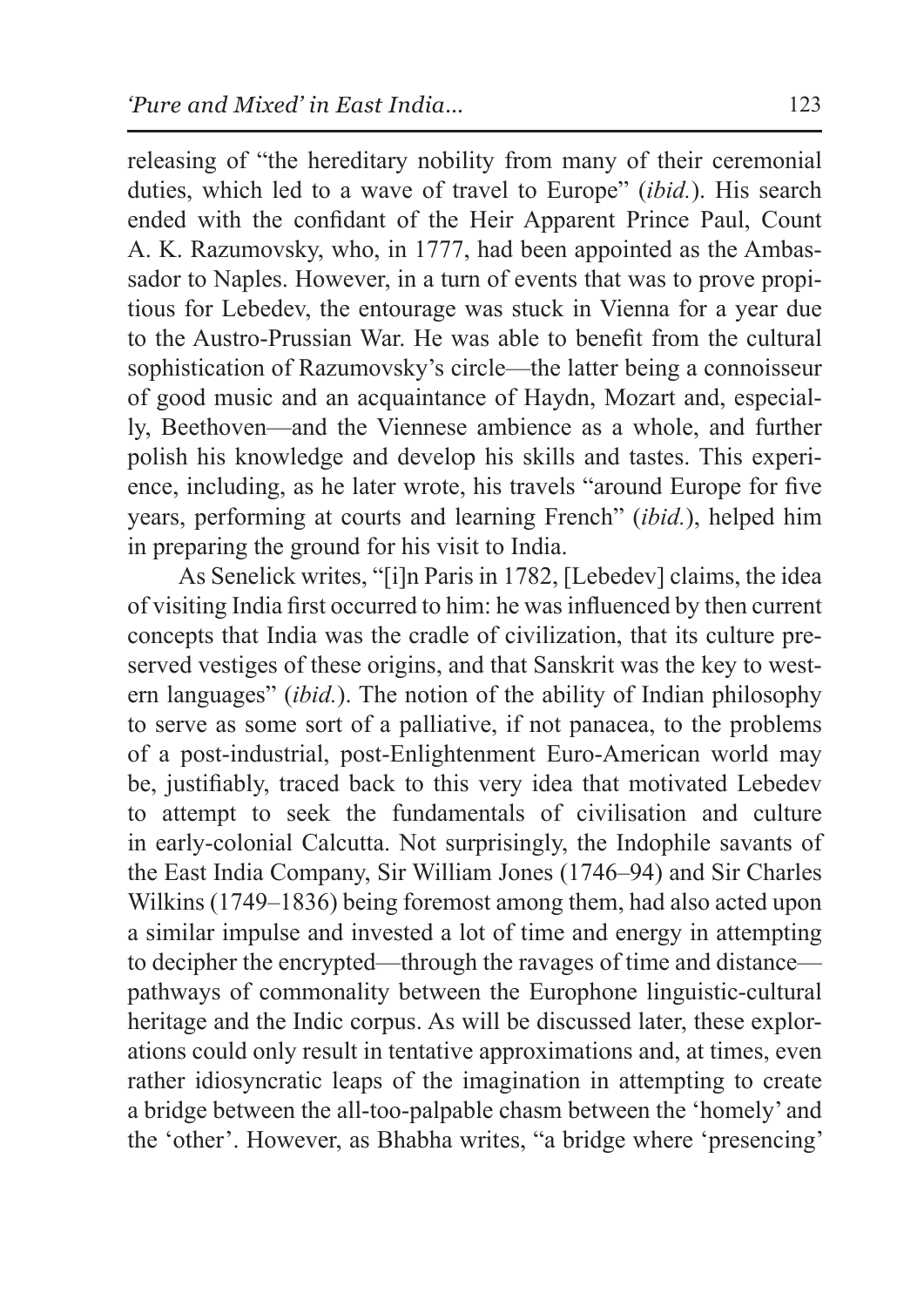releasing of "the hereditary nobility from many of their ceremonial duties, which led to a wave of travel to Europe" (*ibid.*). His search ended with the confidant of the Heir Apparent Prince Paul, Count A. K. Razumovsky, who, in 1777, had been appointed as the Ambassador to Naples. However, in a turn of events that was to prove propitious for Lebedev, the entourage was stuck in Vienna for a year due to the Austro-Prussian War. He was able to benefit from the cultural sophistication of Razumovsky's circle—the latter being a connoisseur of good music and an acquaintance of Haydn, Mozart and, especially, Beethoven—and the Viennese ambience as a whole, and further polish his knowledge and develop his skills and tastes. This experience, including, as he later wrote, his travels "around Europe for five years, performing at courts and learning French" (*ibid.*), helped him in preparing the ground for his visit to India.

As Senelick writes, "[i]n Paris in 1782, [Lebedev] claims, the idea of visiting India first occurred to him: he was influenced by then current concepts that India was the cradle of civilization, that its culture preserved vestiges of these origins, and that Sanskrit was the key to western languages" (*ibid.*). The notion of the ability of Indian philosophy to serve as some sort of a palliative, if not panacea, to the problems of a post-industrial, post-Enlightenment Euro-American world may be, justifiably, traced back to this very idea that motivated Lebedev to attempt to seek the fundamentals of civilisation and culture in early-colonial Calcutta. Not surprisingly, the Indophile savants of the East India Company, Sir William Jones (1746–94) and Sir Charles Wilkins (1749–1836) being foremost among them, had also acted upon a similar impulse and invested a lot of time and energy in attempting to decipher the encrypted—through the ravages of time and distance—pathways of commonality between the Europhone linguistic-cultural heritage and the Indic corpus. As will be discussed later, these explorations could only result in tentative approximations and, at times, even rather idiosyncratic leaps of the imagination in attempting to create a bridge between the all-too-palpable chasm between the 'homely' and the 'other'. However, as Bhabha writes, "a bridge where 'presencing'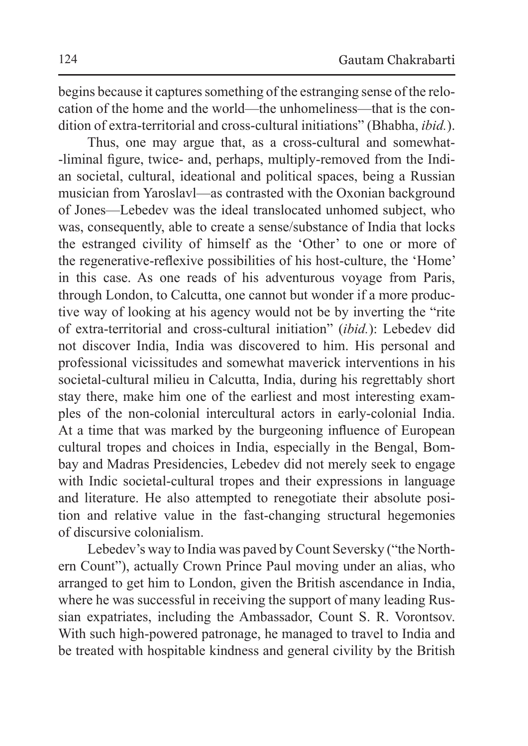begins because it captures something of the estranging sense of the relocation of the home and the world—the unhomeliness—that is the condition of extra-territorial and cross-cultural initiations" (Bhabha, *ibid.*).

Thus, one may argue that, as a cross-cultural and somewhat-liminal figure, twice- and, perhaps, multiply-removed from the Indian societal, cultural, ideational and political spaces, being a Russian musician from Yaroslavl—as contrasted with the Oxonian background of Jones—Lebedev was the ideal translocated unhomed subject, who was, consequently, able to create a sense/substance of India that locks the estranged civility of himself as the 'Other' to one or more of the regenerative-reflexive possibilities of his host-culture, the 'Home' in this case. As one reads of his adventurous voyage from Paris, through London, to Calcutta, one cannot but wonder if a more productive way of looking at his agency would not be by inverting the "rite of extra-territorial and cross-cultural initiation" (*ibid.*): Lebedev did not discover India, India was discovered to him. His personal and professional vicissitudes and somewhat maverick interventions in his societal-cultural milieu in Calcutta, India, during his regrettably short stay there, make him one of the earliest and most interesting examples of the non-colonial intercultural actors in early-colonial India. At a time that was marked by the burgeoning influence of European cultural tropes and choices in India, especially in the Bengal, Bombay and Madras Presidencies, Lebedev did not merely seek to engage with Indic societal-cultural tropes and their expressions in language and literature. He also attempted to renegotiate their absolute position and relative value in the fast-changing structural hegemonies of discursive colonialism.

Lebedev's way to India was paved by Count Seversky ("the Northern Count"), actually Crown Prince Paul moving under an alias, who arranged to get him to London, given the British ascendance in India, where he was successful in receiving the support of many leading Russian expatriates, including the Ambassador, Count S. R. Vorontsov. With such high-powered patronage, he managed to travel to India and be treated with hospitable kindness and general civility by the British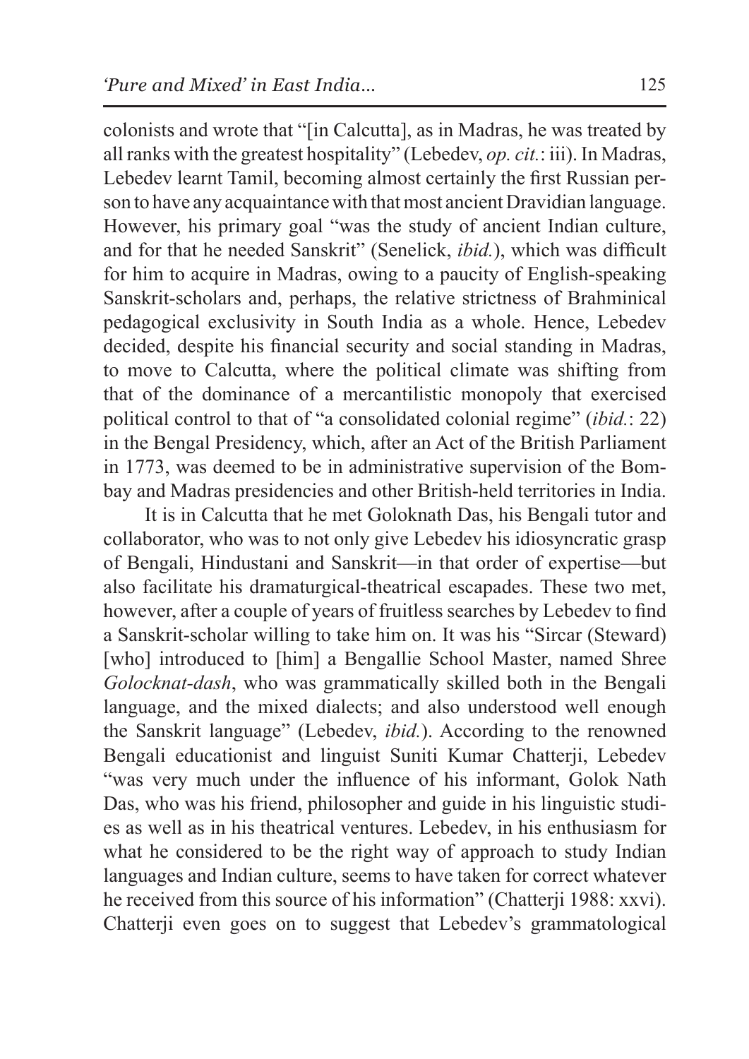colonists and wrote that "[in Calcutta], as in Madras, he was treated by all ranks with the greatest hospitality" (Lebedev, *op. cit.*: iii). In Madras, Lebedev learnt Tamil, becoming almost certainly the first Russian person to have any acquaintance with that most ancient Dravidian language. However, his primary goal "was the study of ancient Indian culture, and for that he needed Sanskrit" (Senelick, *ibid.*), which was difficult for him to acquire in Madras, owing to a paucity of English-speaking Sanskrit-scholars and, perhaps, the relative strictness of Brahminical pedagogical exclusivity in South India as a whole. Hence, Lebedev decided, despite his financial security and social standing in Madras, to move to Calcutta, where the political climate was shifting from that of the dominance of a mercantilistic monopoly that exercised political control to that of "a consolidated colonial regime" (*ibid.*: 22) in the Bengal Presidency, which, after an Act of the British Parliament in 1773, was deemed to be in administrative supervision of the Bombay and Madras presidencies and other British-held territories in India.

It is in Calcutta that he met Goloknath Das, his Bengali tutor and collaborator, who was to not only give Lebedev his idiosyncratic grasp of Bengali, Hindustani and Sanskrit—in that order of expertise—but also facilitate his dramaturgical-theatrical escapades. These two met, however, after a couple of years of fruitless searches by Lebedev to find a Sanskrit-scholar willing to take him on. It was his "Sircar (Steward) [who] introduced to [him] a Bengallie School Master, named Shree *Golocknat-dash*, who was grammatically skilled both in the Bengali language, and the mixed dialects; and also understood well enough the Sanskrit language" (Lebedev, *ibid.*). According to the renowned Bengali educationist and linguist Suniti Kumar Chatterji, Lebedev "was very much under the influence of his informant, Golok Nath Das, who was his friend, philosopher and guide in his linguistic studies as well as in his theatrical ventures. Lebedev, in his enthusiasm for what he considered to be the right way of approach to study Indian languages and Indian culture, seems to have taken for correct whatever he received from this source of his information" (Chatterji 1988: xxvi). Chatterji even goes on to suggest that Lebedev's grammatological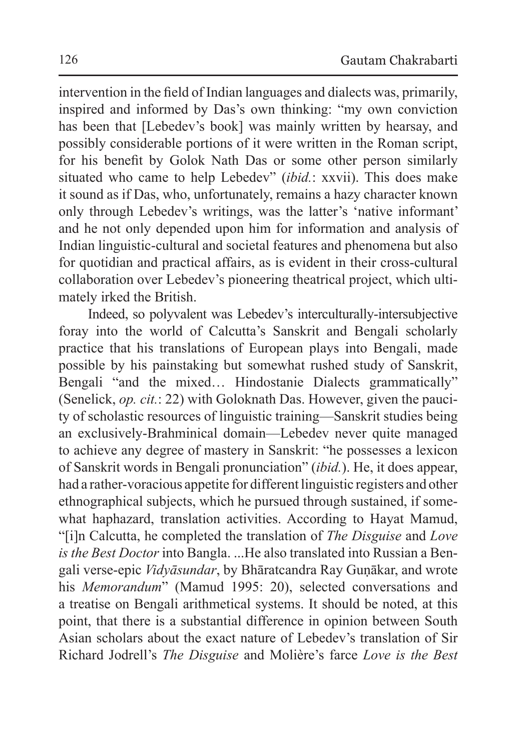intervention in the field of Indian languages and dialects was, primarily, inspired and informed by Das's own thinking: "my own conviction has been that [Lebedev's book] was mainly written by hearsay, and possibly considerable portions of it were written in the Roman script, for his benefit by Golok Nath Das or some other person similarly situated who came to help Lebedev" (*ibid.*: xxvii). This does make it sound as if Das, who, unfortunately, remains a hazy character known only through Lebedev's writings, was the latter's 'native informant' and he not only depended upon him for information and analysis of Indian linguistic-cultural and societal features and phenomena but also for quotidian and practical affairs, as is evident in their cross-cultural collaboration over Lebedev's pioneering theatrical project, which ultimately irked the British.

Indeed, so polyvalent was Lebedev's interculturally-intersubjective foray into the world of Calcutta's Sanskrit and Bengali scholarly practice that his translations of European plays into Bengali, made possible by his painstaking but somewhat rushed study of Sanskrit, Bengali "and the mixed… Hindostanie Dialects grammatically" (Senelick, *op. cit.*: 22) with Goloknath Das. However, given the paucity of scholastic resources of linguistic training—Sanskrit studies being an exclusively-Brahminical domain—Lebedev never quite managed to achieve any degree of mastery in Sanskrit: "he possesses a lexicon of Sanskrit words in Bengali pronunciation" (*ibid.*). He, it does appear, had a rather-voracious appetite for different linguistic registers and other ethnographical subjects, which he pursued through sustained, if somewhat haphazard, translation activities. According to Hayat Mamud, "[i]n Calcutta, he completed the translation of *The Disguise* and *Love is the Best Doctor* into Bangla. ...He also translated into Russian a Bengali verse-epic *Vidyāsundar*, by Bhāratcandra Ray Guṇākar, and wrote his *Memorandum*" (Mamud 1995: 20), selected conversations and a treatise on Bengali arithmetical systems. It should be noted, at this point, that there is a substantial difference in opinion between South Asian scholars about the exact nature of Lebedev's translation of Sir Richard Jodrell's *The Disguise* and Molière's farce *Love is the Best*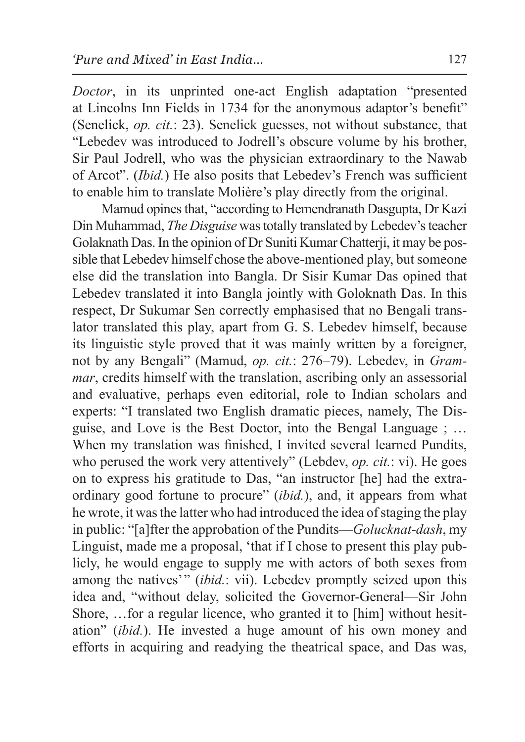*Doctor*, in its unprinted one-act English adaptation "presented at Lincolns Inn Fields in 1734 for the anonymous adaptor's benefit" (Senelick, *op. cit.*: 23). Senelick guesses, not without substance, that "Lebedev was introduced to Jodrell's obscure volume by his brother, Sir Paul Jodrell, who was the physician extraordinary to the Nawab of Arcot". (*Ibid.*) He also posits that Lebedev's French was sufficient to enable him to translate Molière's play directly from the original.

Mamud opines that, "according to Hemendranath Dasgupta, Dr Kazi Din Muhammad, *The Disguise* was totally translated by Lebedev's teacher Golaknath Das. In the opinion of Dr Suniti Kumar Chatterji, it may be possible that Lebedev himself chose the above-mentioned play, but someone else did the translation into Bangla. Dr Sisir Kumar Das opined that Lebedev translated it into Bangla jointly with Goloknath Das. In this respect, Dr Sukumar Sen correctly emphasised that no Bengali translator translated this play, apart from G. S. Lebedev himself, because its linguistic style proved that it was mainly written by a foreigner, not by any Bengali" (Mamud, *op. cit.*: 276–79). Lebedev, in *Grammar*, credits himself with the translation, ascribing only an assessorial and evaluative, perhaps even editorial, role to Indian scholars and experts: "I translated two English dramatic pieces, namely, The Disguise, and Love is the Best Doctor, into the Bengal Language ; … When my translation was finished, I invited several learned Pundits, who perused the work very attentively" (Lebdev, *op. cit.*: vi). He goes on to express his gratitude to Das, "an instructor [he] had the extraordinary good fortune to procure" (*ibid.*), and, it appears from what he wrote, it was the latter who had introduced the idea of staging the play in public: "[a]fter the approbation of the Pundits—*Golucknat-dash*, my Linguist, made me a proposal, 'that if I chose to present this play publicly, he would engage to supply me with actors of both sexes from among the natives'" (*ibid.*: vii). Lebedev promptly seized upon this idea and, "without delay, solicited the Governor-General—Sir John Shore, …for a regular licence, who granted it to [him] without hesitation" (*ibid.*). He invested a huge amount of his own money and efforts in acquiring and readying the theatrical space, and Das was,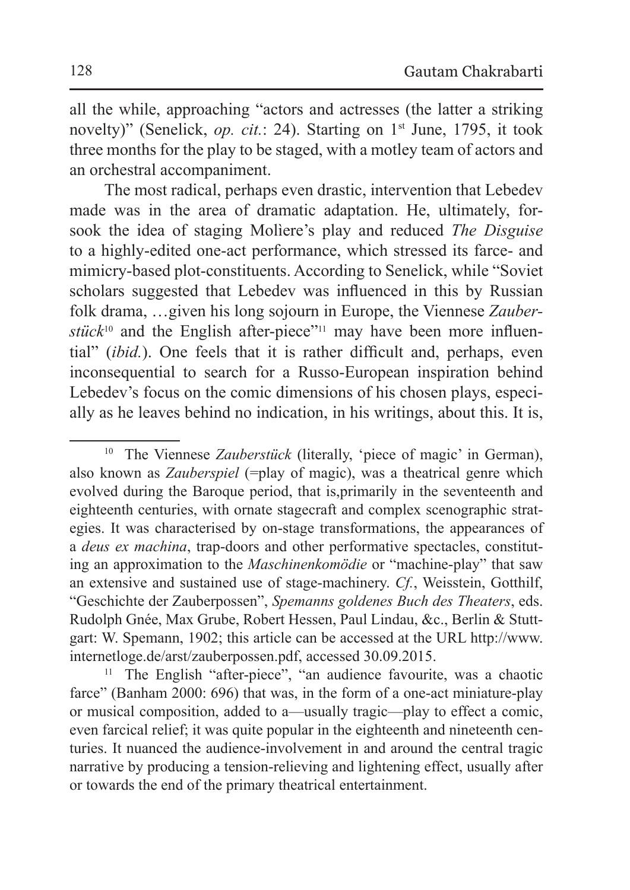all the while, approaching "actors and actresses (the latter a striking novelty)" (Senelick, *op. cit.*: 24). Starting on 1st June, 1795, it took three months for the play to be staged, with a motley team of actors and an orchestral accompaniment.

The most radical, perhaps even drastic, intervention that Lebedev made was in the area of dramatic adaptation. He, ultimately, forsook the idea of staging Molìere's play and reduced *The Disguise* to a highly-edited one-act performance, which stressed its farce- and mimicry-based plot-constituents. According to Senelick, while "Soviet scholars suggested that Lebedev was influenced in this by Russian folk drama, …given his long sojourn in Europe, the Viennese *Zauberstück*[10] and the English after-piece"[11] may have been more influential" (*ibid.*). One feels that it is rather difficult and, perhaps, even inconsequential to search for a Russo-European inspiration behind Lebedev's focus on the comic dimensions of his chosen plays, especially as he leaves behind no indication, in his writings, about this. It is,

---

[10] The Viennese *Zauberstück* (literally, 'piece of magic' in German), also known as *Zauberspiel* (=play of magic), was a theatrical genre which evolved during the Baroque period, that is,primarily in the seventeenth and eighteenth centuries, with ornate stagecraft and complex scenographic strategies. It was characterised by on-stage transformations, the appearances of a *deus ex machina*, trap-doors and other performative spectacles, constituting an approximation to the *Maschinenkomödie* or "machine-play" that saw an extensive and sustained use of stage-machinery. *Cf.*, Weisstein, Gotthilf, "Geschichte der Zauberpossen", *Spemanns goldenes Buch des Theaters*, eds. Rudolph Gnée, Max Grube, Robert Hessen, Paul Lindau, &c., Berlin & Stuttgart: W. Spemann, 1902; this article can be accessed at the URL http://www.internetloge.de/arst/zauberpossen.pdf, accessed 30.09.2015.

[11] The English "after-piece", "an audience favourite, was a chaotic farce" (Banham 2000: 696) that was, in the form of a one-act miniature-play or musical composition, added to a—usually tragic—play to effect a comic, even farcical relief; it was quite popular in the eighteenth and nineteenth centuries. It nuanced the audience-involvement in and around the central tragic narrative by producing a tension-relieving and lightening effect, usually after or towards the end of the primary theatrical entertainment.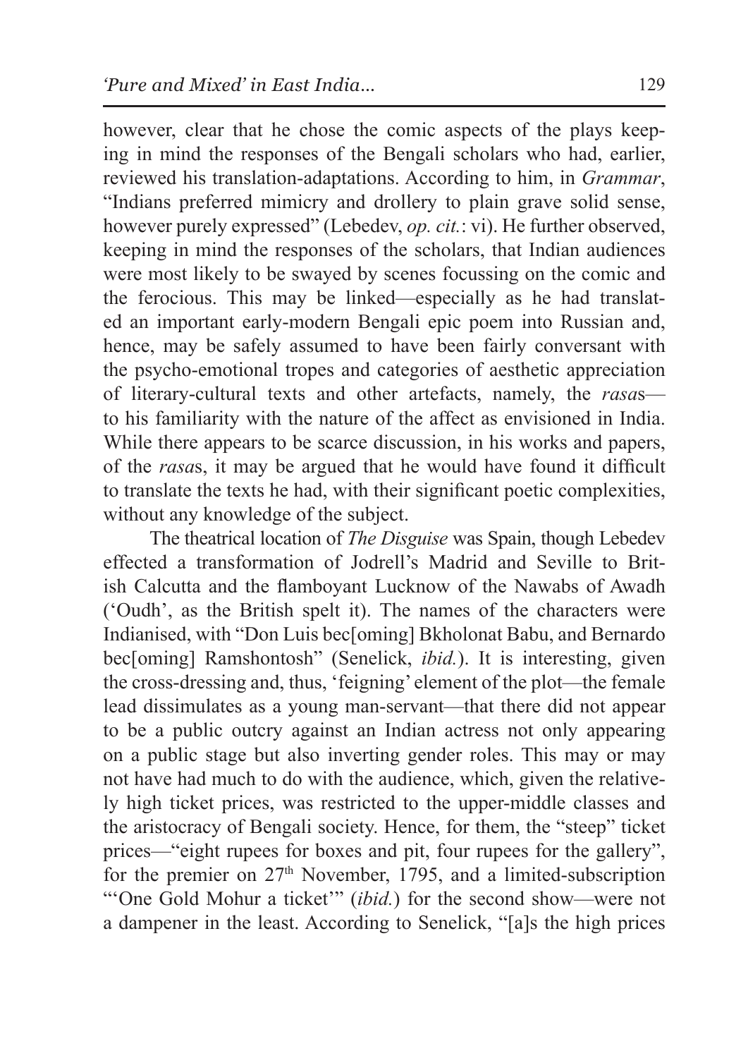however, clear that he chose the comic aspects of the plays keeping in mind the responses of the Bengali scholars who had, earlier, reviewed his translation-adaptations. According to him, in *Grammar*, "Indians preferred mimicry and drollery to plain grave solid sense, however purely expressed" (Lebedev, *op. cit.*: vi). He further observed, keeping in mind the responses of the scholars, that Indian audiences were most likely to be swayed by scenes focussing on the comic and the ferocious. This may be linked—especially as he had translated an important early-modern Bengali epic poem into Russian and, hence, may be safely assumed to have been fairly conversant with the psycho-emotional tropes and categories of aesthetic appreciation of literary-cultural texts and other artefacts, namely, the *rasa*s—to his familiarity with the nature of the affect as envisioned in India. While there appears to be scarce discussion, in his works and papers, of the *rasa*s, it may be argued that he would have found it difficult to translate the texts he had, with their significant poetic complexities, without any knowledge of the subject.

The theatrical location of *The Disguise* was Spain, though Lebedev effected a transformation of Jodrell's Madrid and Seville to British Calcutta and the flamboyant Lucknow of the Nawabs of Awadh ('Oudh', as the British spelt it). The names of the characters were Indianised, with "Don Luis bec[oming] Bkholonat Babu, and Bernardo bec[oming] Ramshontosh" (Senelick, *ibid.*). It is interesting, given the cross-dressing and, thus, 'feigning' element of the plot—the female lead dissimulates as a young man-servant—that there did not appear to be a public outcry against an Indian actress not only appearing on a public stage but also inverting gender roles. This may or may not have had much to do with the audience, which, given the relatively high ticket prices, was restricted to the upper-middle classes and the aristocracy of Bengali society. Hence, for them, the "steep" ticket prices—"eight rupees for boxes and pit, four rupees for the gallery", for the premier on 27th November, 1795, and a limited-subscription "'One Gold Mohur a ticket'" (*ibid.*) for the second show—were not a dampener in the least. According to Senelick, "[a]s the high prices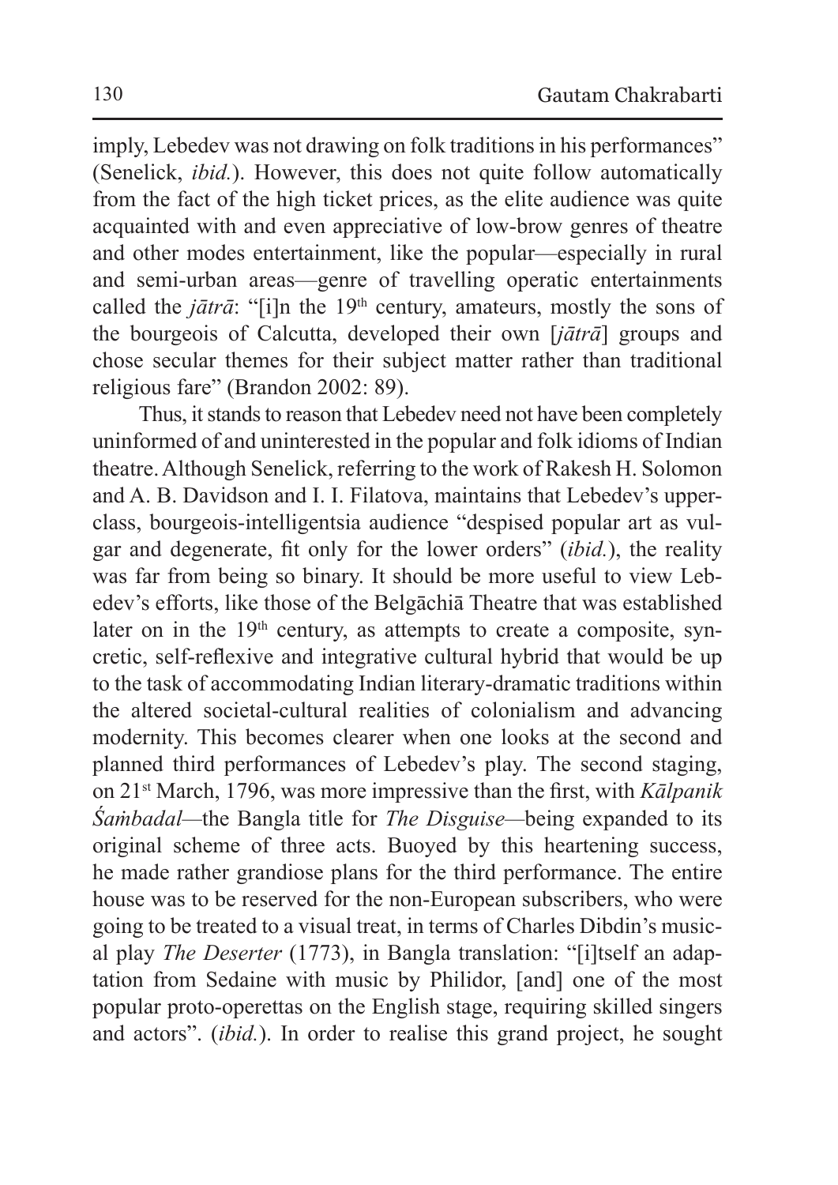imply, Lebedev was not drawing on folk traditions in his performances" (Senelick, *ibid.*). However, this does not quite follow automatically from the fact of the high ticket prices, as the elite audience was quite acquainted with and even appreciative of low-brow genres of theatre and other modes entertainment, like the popular—especially in rural and semi-urban areas—genre of travelling operatic entertainments called the *jātrā*: "[i]n the 19th century, amateurs, mostly the sons of the bourgeois of Calcutta, developed their own [*jātrā*] groups and chose secular themes for their subject matter rather than traditional religious fare" (Brandon 2002: 89).

Thus, it stands to reason that Lebedev need not have been completely uninformed of and uninterested in the popular and folk idioms of Indian theatre. Although Senelick, referring to the work of Rakesh H. Solomon and A. B. Davidson and I. I. Filatova, maintains that Lebedev's upper-class, bourgeois-intelligentsia audience "despised popular art as vulgar and degenerate, fit only for the lower orders" (*ibid.*), the reality was far from being so binary. It should be more useful to view Lebedev's efforts, like those of the Belgāchiā Theatre that was established later on in the 19th century, as attempts to create a composite, syncretic, self-reflexive and integrative cultural hybrid that would be up to the task of accommodating Indian literary-dramatic traditions within the altered societal-cultural realities of colonialism and advancing modernity. This becomes clearer when one looks at the second and planned third performances of Lebedev's play. The second staging, on 21st March, 1796, was more impressive than the first, with *Kālpanik Śaṁbadal*—the Bangla title for *The Disguise*—being expanded to its original scheme of three acts. Buoyed by this heartening success, he made rather grandiose plans for the third performance. The entire house was to be reserved for the non-European subscribers, who were going to be treated to a visual treat, in terms of Charles Dibdin's musical play *The Deserter* (1773), in Bangla translation: "[i]tself an adaptation from Sedaine with music by Philidor, [and] one of the most popular proto-operettas on the English stage, requiring skilled singers and actors". (*ibid.*). In order to realise this grand project, he sought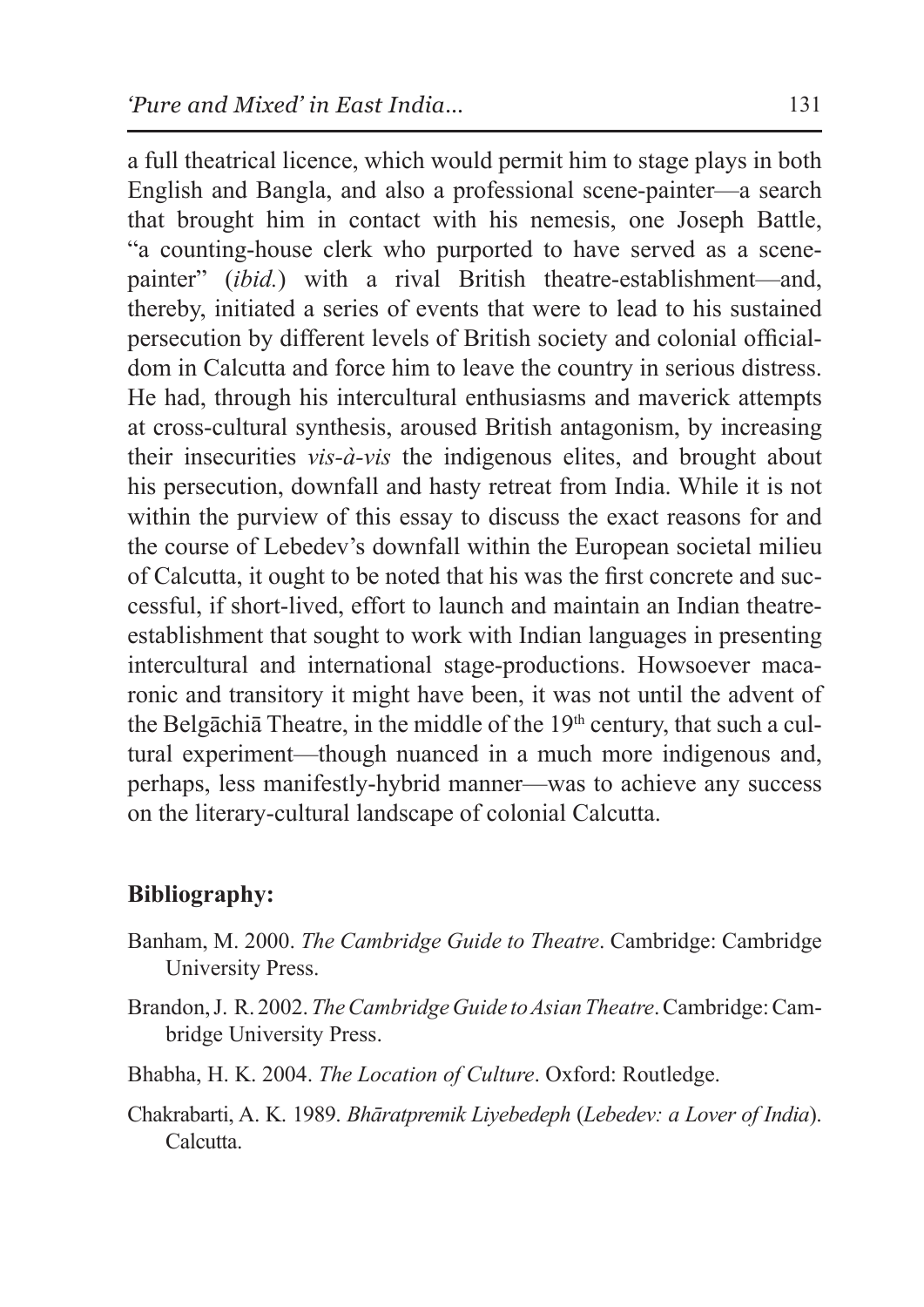a full theatrical licence, which would permit him to stage plays in both English and Bangla, and also a professional scene-painter—a search that brought him in contact with his nemesis, one Joseph Battle, "a counting-house clerk who purported to have served as a scene-painter" (*ibid.*) with a rival British theatre-establishment—and, thereby, initiated a series of events that were to lead to his sustained persecution by different levels of British society and colonial officialdom in Calcutta and force him to leave the country in serious distress. He had, through his intercultural enthusiasms and maverick attempts at cross-cultural synthesis, aroused British antagonism, by increasing their insecurities *vis-à-vis* the indigenous elites, and brought about his persecution, downfall and hasty retreat from India. While it is not within the purview of this essay to discuss the exact reasons for and the course of Lebedev's downfall within the European societal milieu of Calcutta, it ought to be noted that his was the first concrete and successful, if short-lived, effort to launch and maintain an Indian theatre-establishment that sought to work with Indian languages in presenting intercultural and international stage-productions. Howsoever macaronic and transitory it might have been, it was not until the advent of the Belgāchiā Theatre, in the middle of the 19th century, that such a cultural experiment—though nuanced in a much more indigenous and, perhaps, less manifestly-hybrid manner—was to achieve any success on the literary-cultural landscape of colonial Calcutta.

## Bibliography:

Banham, M. 2000. *The Cambridge Guide to Theatre*. Cambridge: Cambridge University Press.

Brandon, J. R. 2002. *The Cambridge Guide to Asian Theatre*. Cambridge: Cambridge University Press.

Bhabha, H. K. 2004. *The Location of Culture*. Oxford: Routledge.

Chakrabarti, A. K. 1989. *Bhāratpremik Liyebedeph* (*Lebedev: a Lover of India*). Calcutta.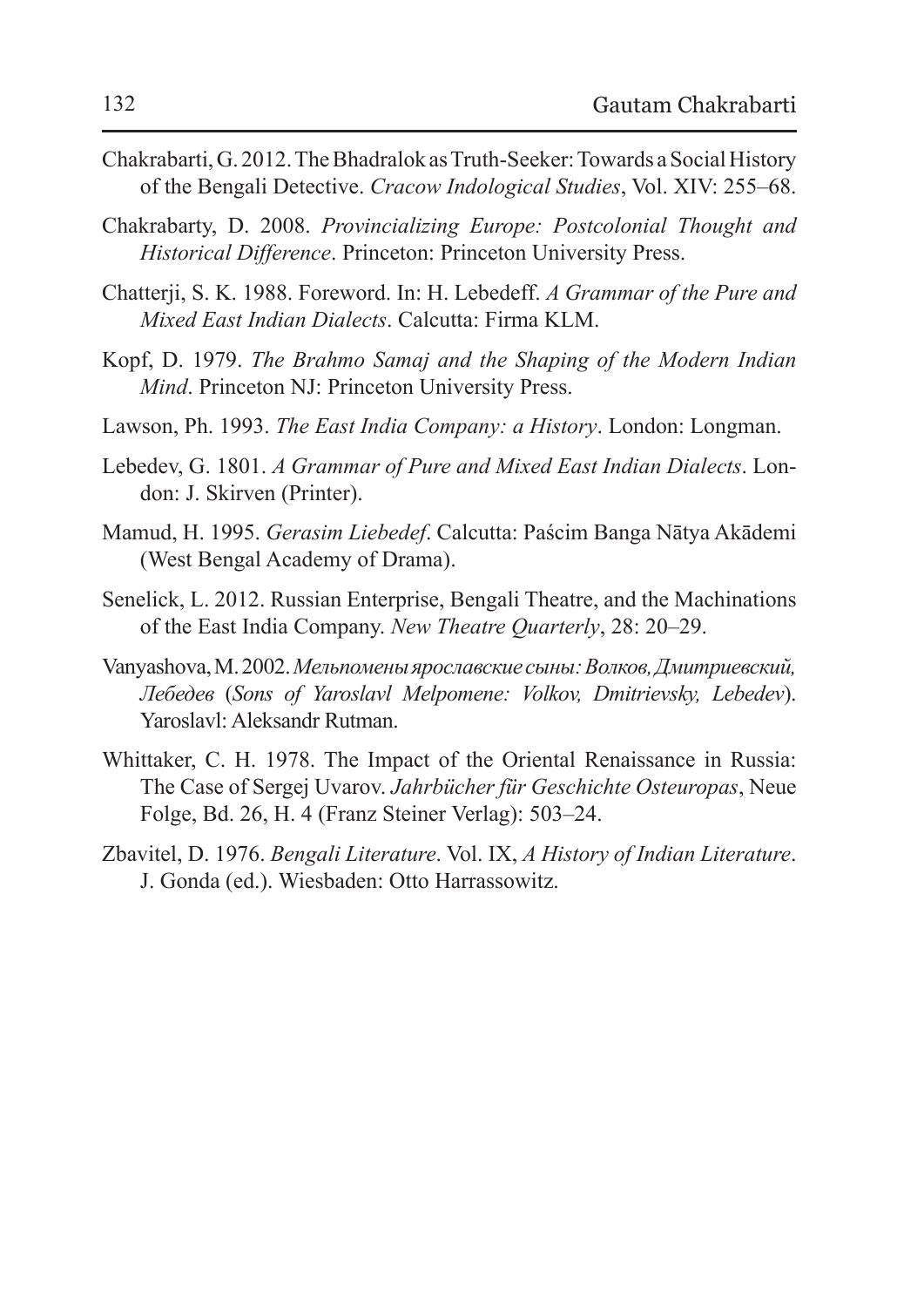Chakrabarti, G. 2012. The Bhadralok as Truth-Seeker: Towards a Social History of the Bengali Detective. *Cracow Indological Studies*, Vol. XIV: 255–68.

Chakrabarty, D. 2008. *Provincializing Europe: Postcolonial Thought and Historical Difference*. Princeton: Princeton University Press.

Chatterji, S. K. 1988. Foreword. In: H. Lebedeff. *A Grammar of the Pure and Mixed East Indian Dialects*. Calcutta: Firma KLM.

Kopf, D. 1979. *The Brahmo Samaj and the Shaping of the Modern Indian Mind*. Princeton NJ: Princeton University Press.

Lawson, Ph. 1993. *The East India Company: a History*. London: Longman.

Lebedev, G. 1801. *A Grammar of Pure and Mixed East Indian Dialects*. London: J. Skirven (Printer).

Mamud, H. 1995. *Gerasim Liebedef*. Calcutta: Paścim Banga Nātya Akādemi (West Bengal Academy of Drama).

Senelick, L. 2012. Russian Enterprise, Bengali Theatre, and the Machinations of the East India Company. *New Theatre Quarterly*, 28: 20–29.

Vanyashova, M. 2002. *Мельпомены ярославские сыны: Волков, Дмитриевский, Лебедев* (*Sons of Yaroslavl Melpomene: Volkov, Dmitrievsky, Lebedev*). Yaroslavl: Aleksandr Rutman.

Whittaker, C. H. 1978. The Impact of the Oriental Renaissance in Russia: The Case of Sergej Uvarov. *Jahrbücher für Geschichte Osteuropas*, Neue Folge, Bd. 26, H. 4 (Franz Steiner Verlag): 503–24.

Zbavitel, D. 1976. *Bengali Literature*. Vol. IX, *A History of Indian Literature*. J. Gonda (ed.). Wiesbaden: Otto Harrassowitz.